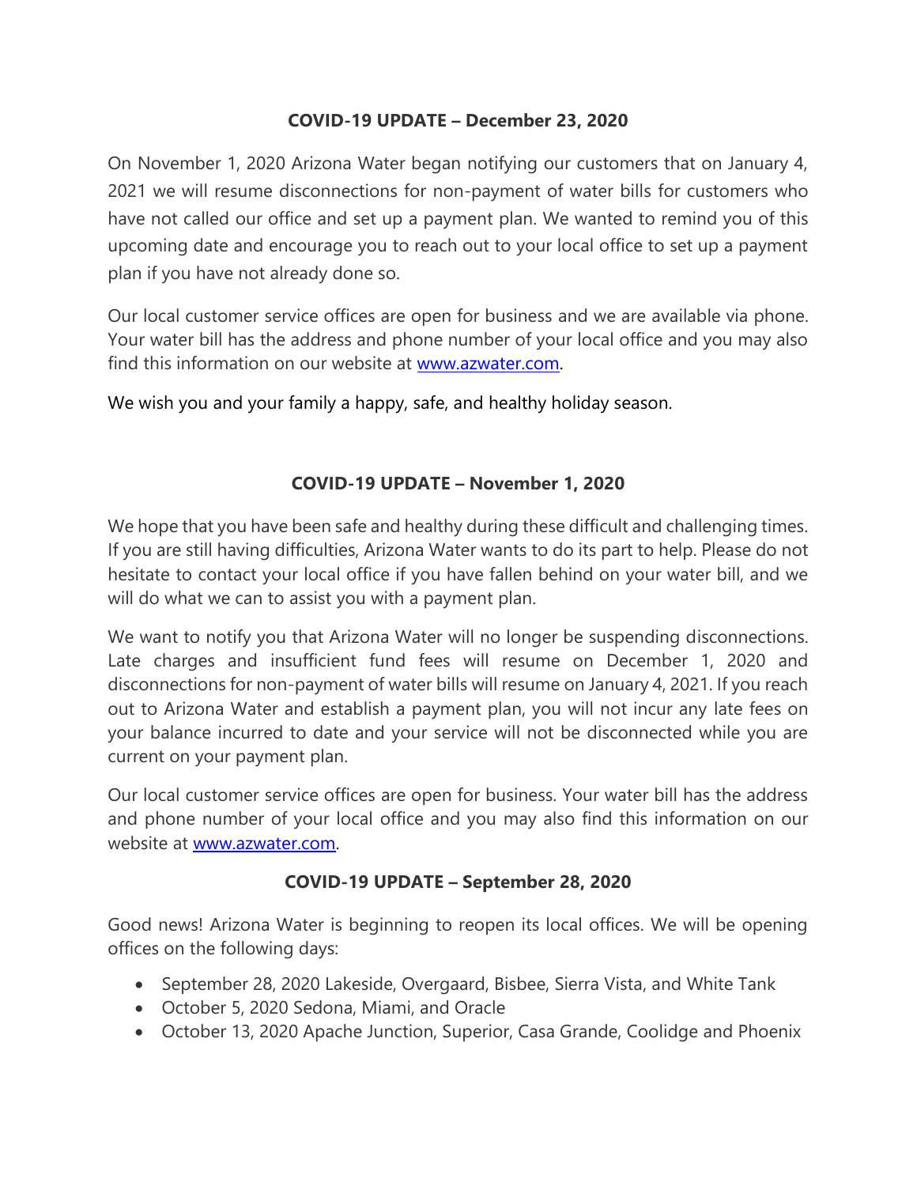**COVID-19 UPDATE – December 23, 2020**

On November 1, 2020 Arizona Water began notifying our customers that on January 4, 2021 we will resume disconnections for non-payment of water bills for customers who have not called our office and set up a payment plan. We wanted to remind you of this upcoming date and encourage you to reach out to your local office to set up a payment plan if you have not already done so.

Our local customer service offices are open for business and we are available via phone. Your water bill has the address and phone number of your local office and you may also find this information on our website at [www.azwater.com](http://www.azwater.com).

We wish you and your family a happy, safe, and healthy holiday season.

**COVID-19 UPDATE – November 1, 2020**

We hope that you have been safe and healthy during these difficult and challenging times. If you are still having difficulties, Arizona Water wants to do its part to help. Please do not hesitate to contact your local office if you have fallen behind on your water bill, and we will do what we can to assist you with a payment plan.

We want to notify you that Arizona Water will no longer be suspending disconnections. Late charges and insufficient fund fees will resume on December 1, 2020 and disconnections for non-payment of water bills will resume on January 4, 2021. If you reach out to Arizona Water and establish a payment plan, you will not incur any late fees on your balance incurred to date and your service will not be disconnected while you are current on your payment plan.

Our local customer service offices are open for business. Your water bill has the address and phone number of your local office and you may also find this information on our website at [www.azwater.com](http://www.azwater.com).

**COVID-19 UPDATE – September 28, 2020**

Good news! Arizona Water is beginning to reopen its local offices. We will be opening offices on the following days:

- September 28, 2020 Lakeside, Overgaard, Bisbee, Sierra Vista, and White Tank
- October 5, 2020 Sedona, Miami, and Oracle
- October 13, 2020 Apache Junction, Superior, Casa Grande, Coolidge and Phoenix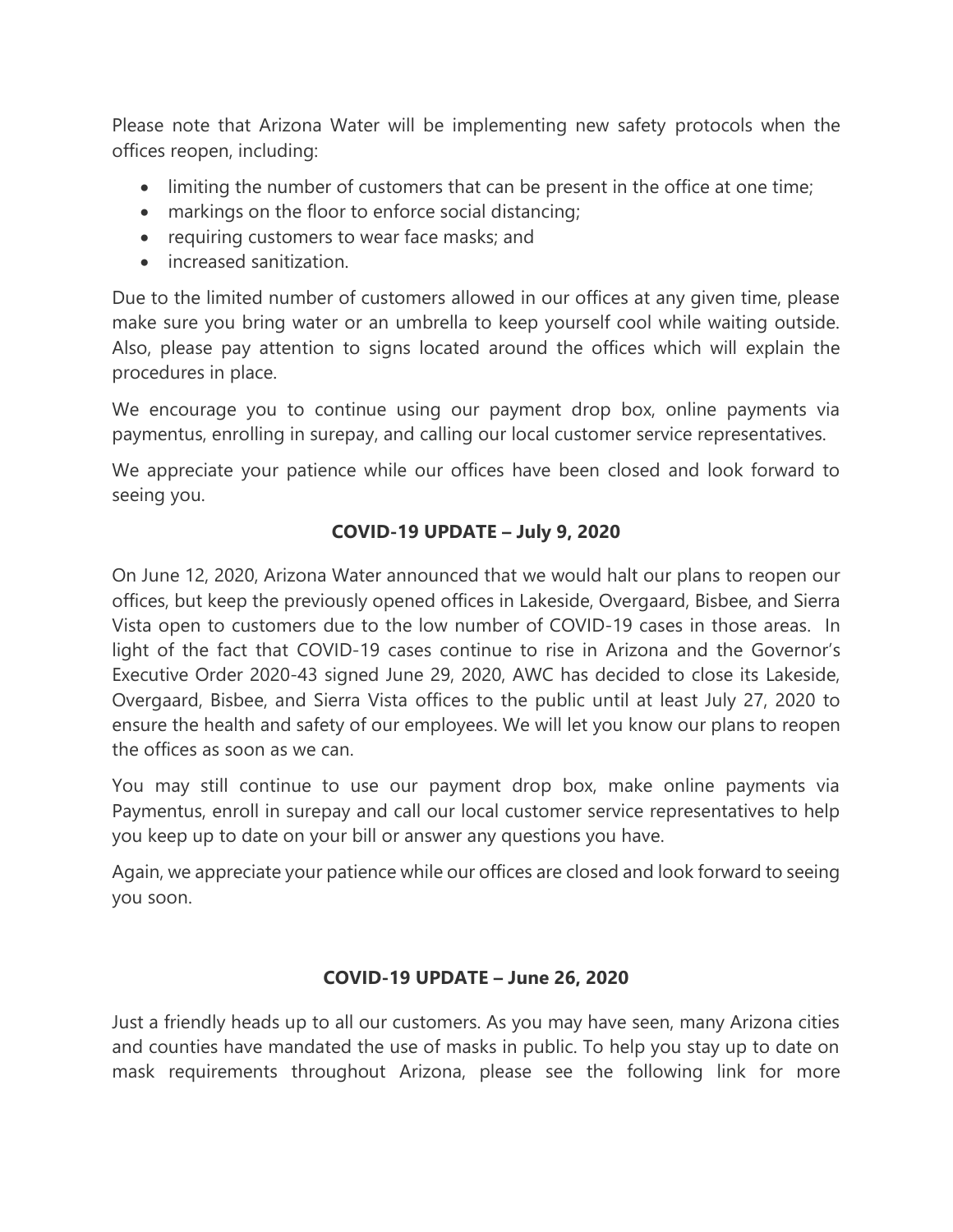Please note that Arizona Water will be implementing new safety protocols when the offices reopen, including:

- limiting the number of customers that can be present in the office at one time;
- markings on the floor to enforce social distancing;
- requiring customers to wear face masks; and
- increased sanitization.

Due to the limited number of customers allowed in our offices at any given time, please make sure you bring water or an umbrella to keep yourself cool while waiting outside. Also, please pay attention to signs located around the offices which will explain the procedures in place.

We encourage you to continue using our payment drop box, online payments via paymentus, enrolling in surepay, and calling our local customer service representatives.

We appreciate your patience while our offices have been closed and look forward to seeing you.

**COVID-19 UPDATE – July 9, 2020**

On June 12, 2020, Arizona Water announced that we would halt our plans to reopen our offices, but keep the previously opened offices in Lakeside, Overgaard, Bisbee, and Sierra Vista open to customers due to the low number of COVID-19 cases in those areas. In light of the fact that COVID-19 cases continue to rise in Arizona and the Governor's Executive Order 2020-43 signed June 29, 2020, AWC has decided to close its Lakeside, Overgaard, Bisbee, and Sierra Vista offices to the public until at least July 27, 2020 to ensure the health and safety of our employees. We will let you know our plans to reopen the offices as soon as we can.

You may still continue to use our payment drop box, make online payments via Paymentus, enroll in surepay and call our local customer service representatives to help you keep up to date on your bill or answer any questions you have.

Again, we appreciate your patience while our offices are closed and look forward to seeing you soon.

**COVID-19 UPDATE – June 26, 2020**

Just a friendly heads up to all our customers. As you may have seen, many Arizona cities and counties have mandated the use of masks in public. To help you stay up to date on mask requirements throughout Arizona, please see the following link for more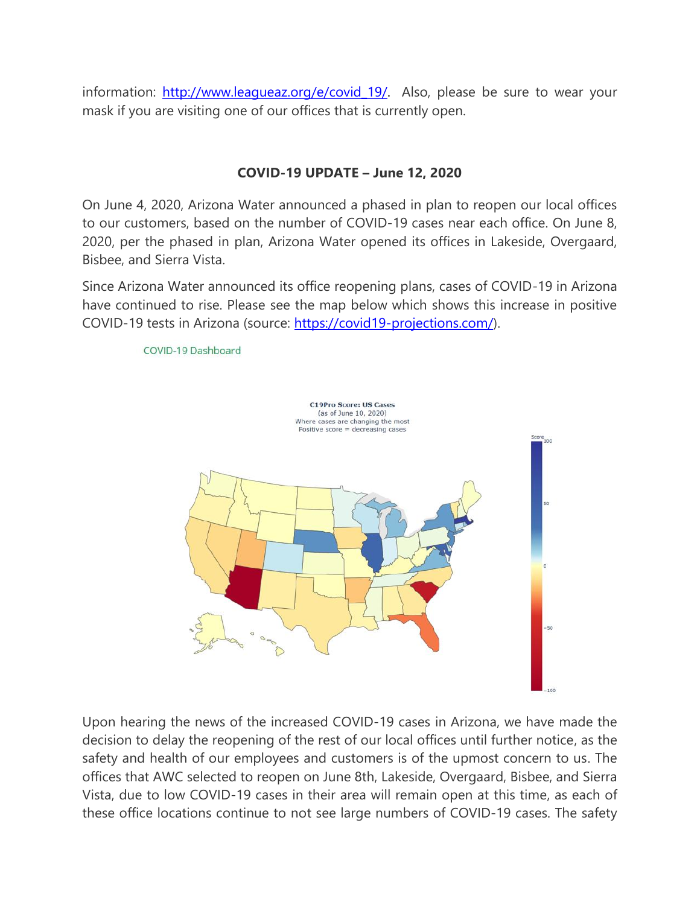information: http://www.leagueaz.org/e/covid_19/. Also, please be sure to wear your mask if you are visiting one of our offices that is currently open.

## COVID-19 UPDATE – June 12, 2020

On June 4, 2020, Arizona Water announced a phased in plan to reopen our local offices to our customers, based on the number of COVID-19 cases near each office. On June 8, 2020, per the phased in plan, Arizona Water opened its offices in Lakeside, Overgaard, Bisbee, and Sierra Vista.

Since Arizona Water announced its office reopening plans, cases of COVID-19 in Arizona have continued to rise. Please see the map below which shows this increase in positive COVID-19 tests in Arizona (source: https://covid19-projections.com/).

COVID-19 Dashboard

C19Pro Score: US Cases
(as of June 10, 2020)
Where cases are changing the most
Positive score = decreasing cases

Upon hearing the news of the increased COVID-19 cases in Arizona, we have made the decision to delay the reopening of the rest of our local offices until further notice, as the safety and health of our employees and customers is of the upmost concern to us. The offices that AWC selected to reopen on June 8th, Lakeside, Overgaard, Bisbee, and Sierra Vista, due to low COVID-19 cases in their area will remain open at this time, as each of these office locations continue to not see large numbers of COVID-19 cases. The safety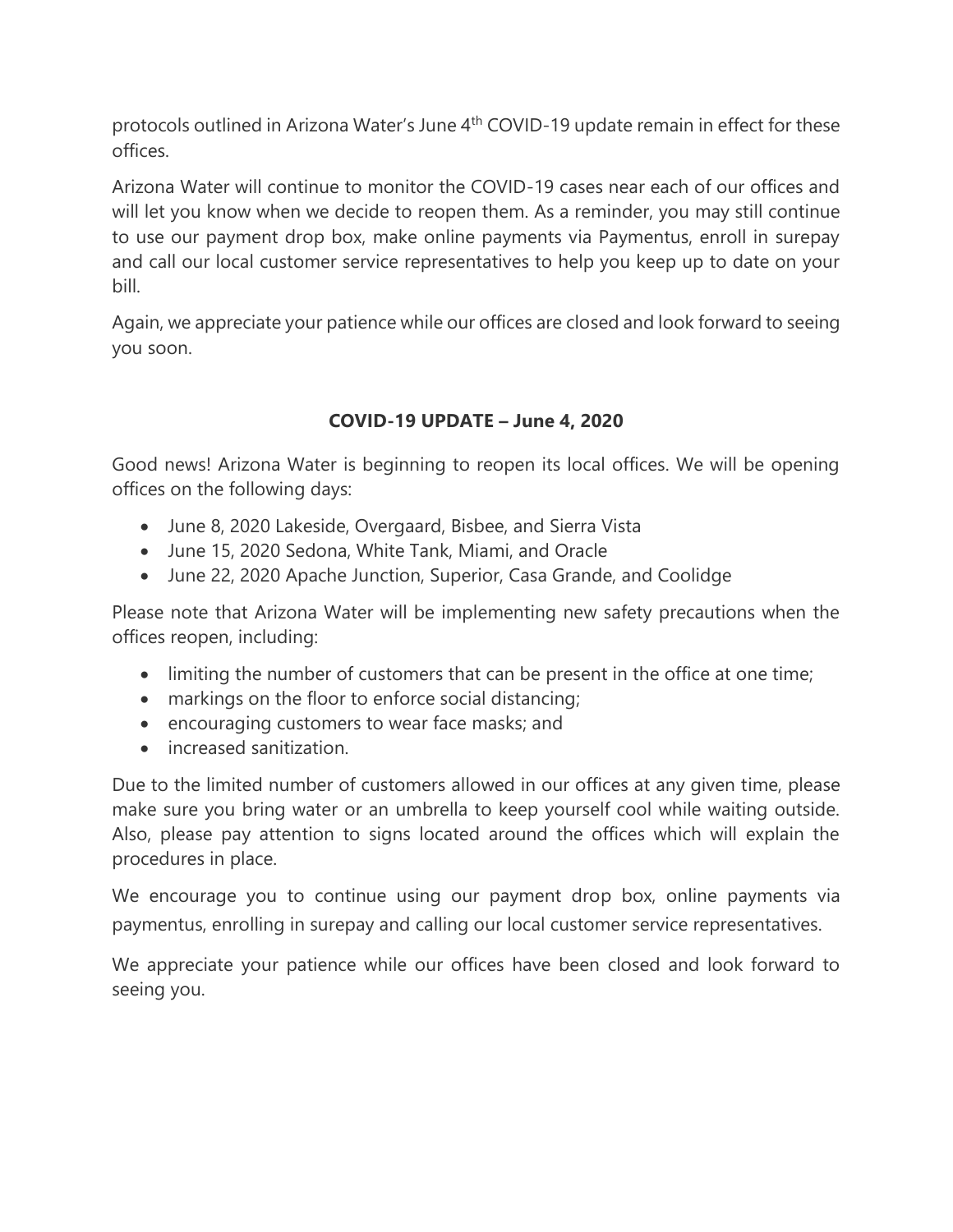protocols outlined in Arizona Water's June 4th COVID-19 update remain in effect for these offices.

Arizona Water will continue to monitor the COVID-19 cases near each of our offices and will let you know when we decide to reopen them. As a reminder, you may still continue to use our payment drop box, make online payments via Paymentus, enroll in surepay and call our local customer service representatives to help you keep up to date on your bill.

Again, we appreciate your patience while our offices are closed and look forward to seeing you soon.

## COVID-19 UPDATE – June 4, 2020

Good news! Arizona Water is beginning to reopen its local offices. We will be opening offices on the following days:

- June 8, 2020 Lakeside, Overgaard, Bisbee, and Sierra Vista
- June 15, 2020 Sedona, White Tank, Miami, and Oracle
- June 22, 2020 Apache Junction, Superior, Casa Grande, and Coolidge

Please note that Arizona Water will be implementing new safety precautions when the offices reopen, including:

- limiting the number of customers that can be present in the office at one time;
- markings on the floor to enforce social distancing;
- encouraging customers to wear face masks; and
- increased sanitization.

Due to the limited number of customers allowed in our offices at any given time, please make sure you bring water or an umbrella to keep yourself cool while waiting outside. Also, please pay attention to signs located around the offices which will explain the procedures in place.

We encourage you to continue using our payment drop box, online payments via paymentus, enrolling in surepay and calling our local customer service representatives.

We appreciate your patience while our offices have been closed and look forward to seeing you.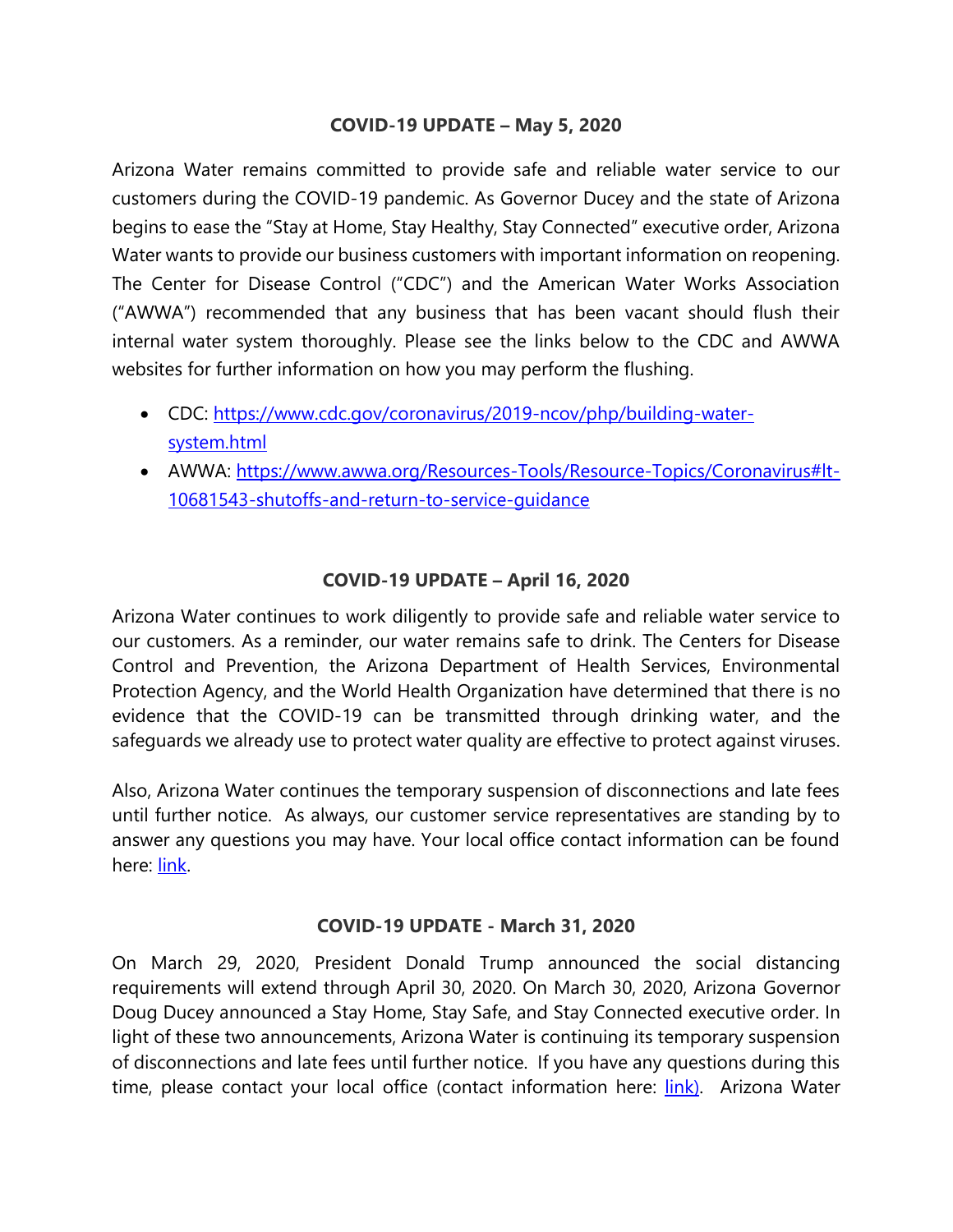**COVID-19 UPDATE – May 5, 2020**

Arizona Water remains committed to provide safe and reliable water service to our customers during the COVID-19 pandemic. As Governor Ducey and the state of Arizona begins to ease the "Stay at Home, Stay Healthy, Stay Connected" executive order, Arizona Water wants to provide our business customers with important information on reopening. The Center for Disease Control ("CDC") and the American Water Works Association ("AWWA") recommended that any business that has been vacant should flush their internal water system thoroughly. Please see the links below to the CDC and AWWA websites for further information on how you may perform the flushing.

- CDC: [https://www.cdc.gov/coronavirus/2019-ncov/php/building-water-system.html](https://www.cdc.gov/coronavirus/2019-ncov/php/building-water-system.html)
- AWWA: [https://www.awwa.org/Resources-Tools/Resource-Topics/Coronavirus#lt-10681543-shutoffs-and-return-to-service-guidance](https://www.awwa.org/Resources-Tools/Resource-Topics/Coronavirus#lt-10681543-shutoffs-and-return-to-service-guidance)

**COVID-19 UPDATE – April 16, 2020**

Arizona Water continues to work diligently to provide safe and reliable water service to our customers. As a reminder, our water remains safe to drink. The Centers for Disease Control and Prevention, the Arizona Department of Health Services, Environmental Protection Agency, and the World Health Organization have determined that there is no evidence that the COVID-19 can be transmitted through drinking water, and the safeguards we already use to protect water quality are effective to protect against viruses.

Also, Arizona Water continues the temporary suspension of disconnections and late fees until further notice. As always, our customer service representatives are standing by to answer any questions you may have. Your local office contact information can be found here: link.

**COVID-19 UPDATE - March 31, 2020**

On March 29, 2020, President Donald Trump announced the social distancing requirements will extend through April 30, 2020. On March 30, 2020, Arizona Governor Doug Ducey announced a Stay Home, Stay Safe, and Stay Connected executive order. In light of these two announcements, Arizona Water is continuing its temporary suspension of disconnections and late fees until further notice. If you have any questions during this time, please contact your local office (contact information here: link). Arizona Water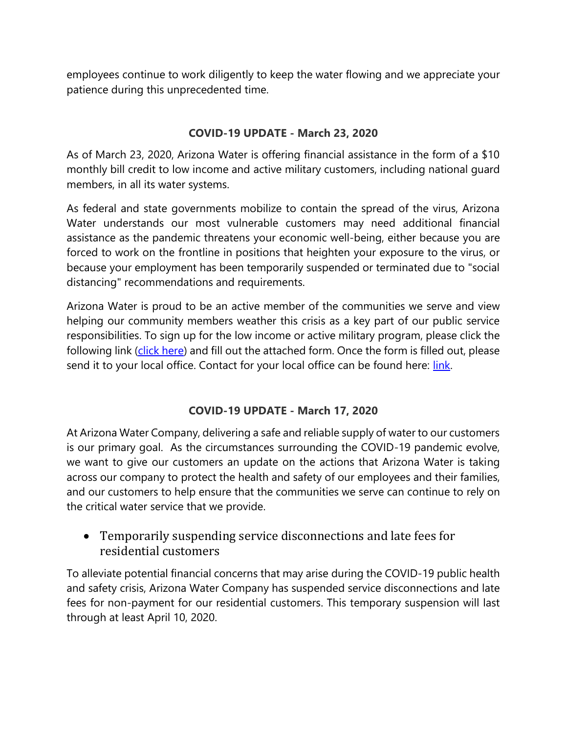employees continue to work diligently to keep the water flowing and we appreciate your patience during this unprecedented time.

**COVID-19 UPDATE - March 23, 2020**

As of March 23, 2020, Arizona Water is offering financial assistance in the form of a $10 monthly bill credit to low income and active military customers, including national guard members, in all its water systems.

As federal and state governments mobilize to contain the spread of the virus, Arizona Water understands our most vulnerable customers may need additional financial assistance as the pandemic threatens your economic well-being, either because you are forced to work on the frontline in positions that heighten your exposure to the virus, or because your employment has been temporarily suspended or terminated due to "social distancing" recommendations and requirements.

Arizona Water is proud to be an active member of the communities we serve and view helping our community members weather this crisis as a key part of our public service responsibilities. To sign up for the low income or active military program, please click the following link (click here) and fill out the attached form. Once the form is filled out, please send it to your local office. Contact for your local office can be found here: link.

**COVID-19 UPDATE - March 17, 2020**

At Arizona Water Company, delivering a safe and reliable supply of water to our customers is our primary goal. As the circumstances surrounding the COVID-19 pandemic evolve, we want to give our customers an update on the actions that Arizona Water is taking across our company to protect the health and safety of our employees and their families, and our customers to help ensure that the communities we serve can continue to rely on the critical water service that we provide.

- Temporarily suspending service disconnections and late fees for residential customers

To alleviate potential financial concerns that may arise during the COVID-19 public health and safety crisis, Arizona Water Company has suspended service disconnections and late fees for non-payment for our residential customers. This temporary suspension will last through at least April 10, 2020.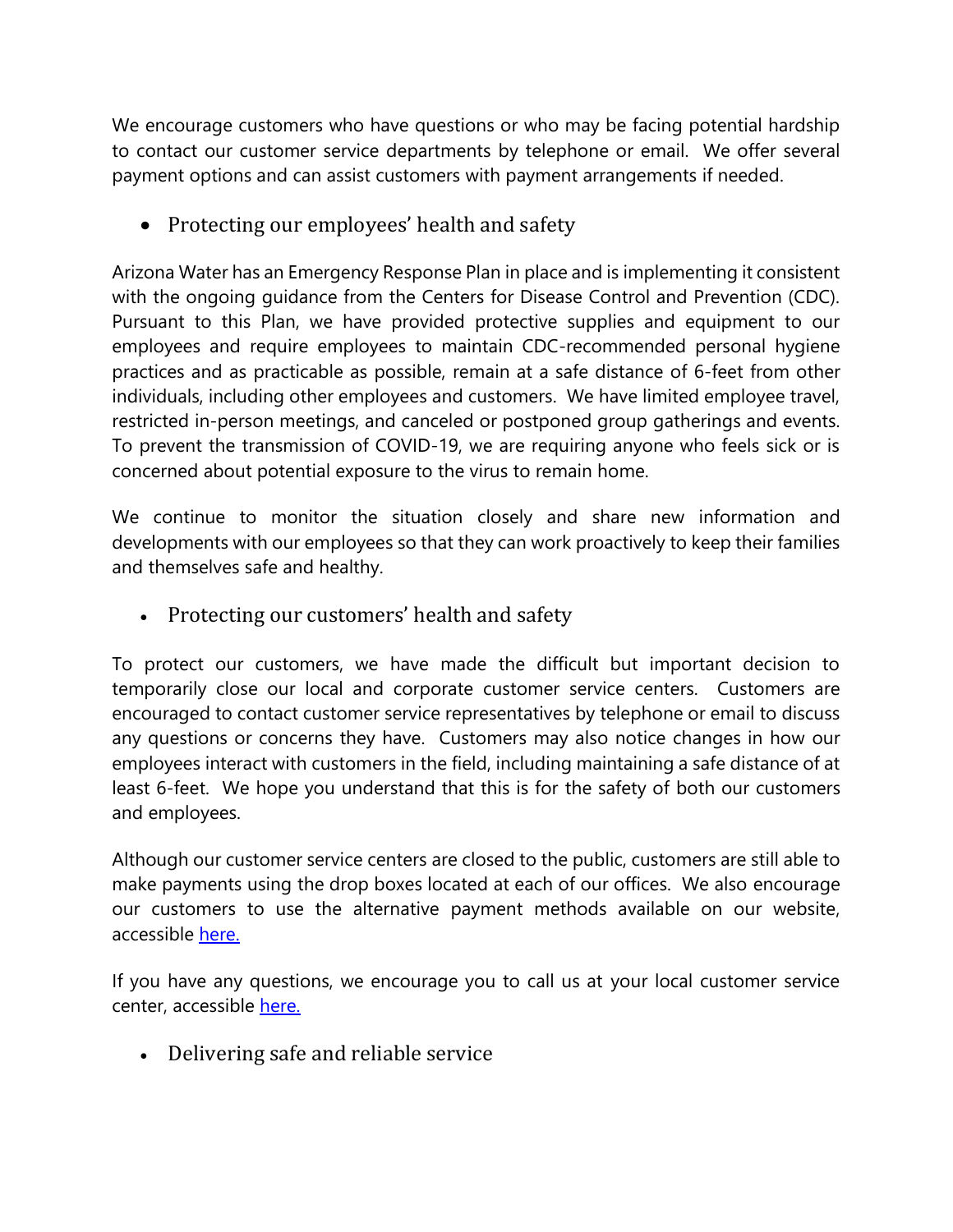We encourage customers who have questions or who may be facing potential hardship to contact our customer service departments by telephone or email. We offer several payment options and can assist customers with payment arrangements if needed.

- Protecting our employees' health and safety

Arizona Water has an Emergency Response Plan in place and is implementing it consistent with the ongoing guidance from the Centers for Disease Control and Prevention (CDC). Pursuant to this Plan, we have provided protective supplies and equipment to our employees and require employees to maintain CDC-recommended personal hygiene practices and as practicable as possible, remain at a safe distance of 6-feet from other individuals, including other employees and customers. We have limited employee travel, restricted in-person meetings, and canceled or postponed group gatherings and events. To prevent the transmission of COVID-19, we are requiring anyone who feels sick or is concerned about potential exposure to the virus to remain home.

We continue to monitor the situation closely and share new information and developments with our employees so that they can work proactively to keep their families and themselves safe and healthy.

- Protecting our customers' health and safety

To protect our customers, we have made the difficult but important decision to temporarily close our local and corporate customer service centers. Customers are encouraged to contact customer service representatives by telephone or email to discuss any questions or concerns they have. Customers may also notice changes in how our employees interact with customers in the field, including maintaining a safe distance of at least 6-feet. We hope you understand that this is for the safety of both our customers and employees.

Although our customer service centers are closed to the public, customers are still able to make payments using the drop boxes located at each of our offices. We also encourage our customers to use the alternative payment methods available on our website, accessible here.

If you have any questions, we encourage you to call us at your local customer service center, accessible here.

- Delivering safe and reliable service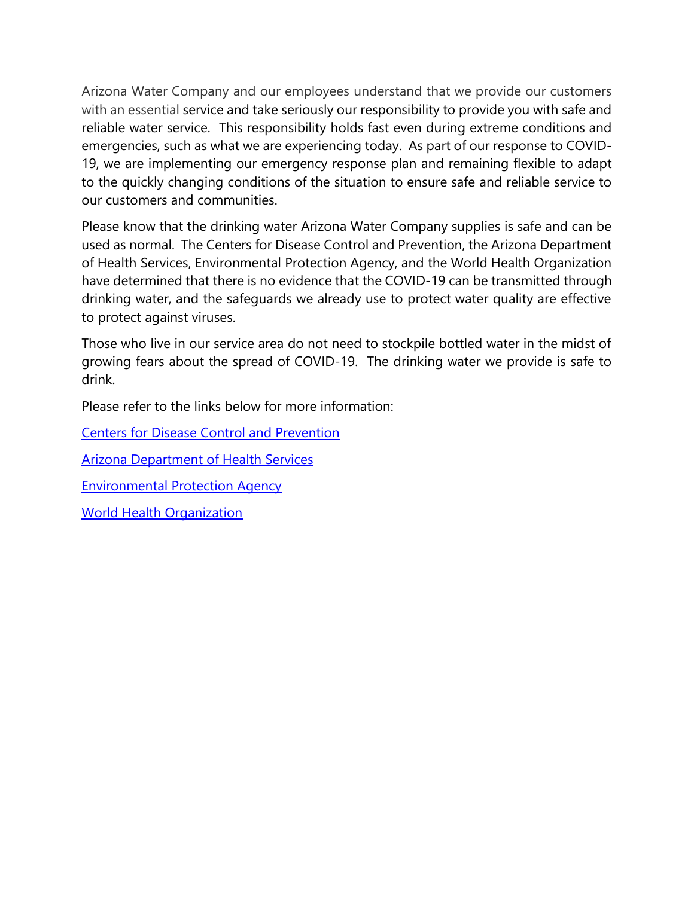Arizona Water Company and our employees understand that we provide our customers with an essential service and take seriously our responsibility to provide you with safe and reliable water service. This responsibility holds fast even during extreme conditions and emergencies, such as what we are experiencing today. As part of our response to COVID-19, we are implementing our emergency response plan and remaining flexible to adapt to the quickly changing conditions of the situation to ensure safe and reliable service to our customers and communities.

Please know that the drinking water Arizona Water Company supplies is safe and can be used as normal. The Centers for Disease Control and Prevention, the Arizona Department of Health Services, Environmental Protection Agency, and the World Health Organization have determined that there is no evidence that the COVID-19 can be transmitted through drinking water, and the safeguards we already use to protect water quality are effective to protect against viruses.

Those who live in our service area do not need to stockpile bottled water in the midst of growing fears about the spread of COVID-19. The drinking water we provide is safe to drink.

Please refer to the links below for more information:

Centers for Disease Control and Prevention

Arizona Department of Health Services

Environmental Protection Agency

World Health Organization